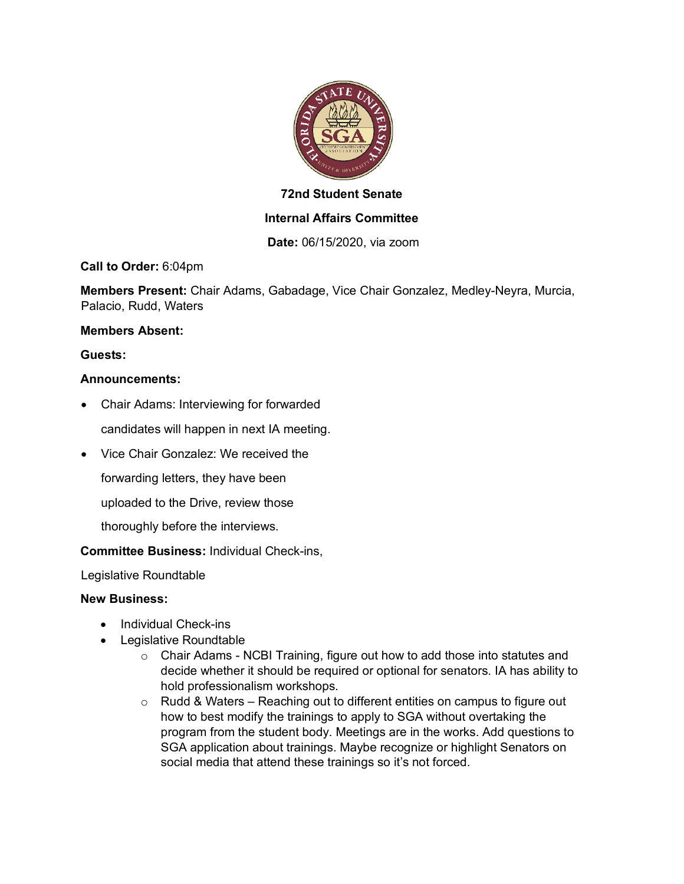**72nd Student Senate**

**Internal Affairs Committee**

**Date:** 06/15/2020, via zoom

**Call to Order:** 6:04pm

**Members Present:** Chair Adams, Gabadage, Vice Chair Gonzalez, Medley-Neyra, Murcia, Palacio, Rudd, Waters

**Members Absent:**

**Guests:**

**Announcements:**

- Chair Adams: Interviewing for forwarded candidates will happen in next IA meeting.
- Vice Chair Gonzalez: We received the forwarding letters, they have been uploaded to the Drive, review those thoroughly before the interviews.

**Committee Business:** Individual Check-ins, Legislative Roundtable

**New Business:**

- Individual Check-ins
- Legislative Roundtable
  - Chair Adams - NCBI Training, figure out how to add those into statutes and decide whether it should be required or optional for senators. IA has ability to hold professionalism workshops.
  - Rudd & Waters – Reaching out to different entities on campus to figure out how to best modify the trainings to apply to SGA without overtaking the program from the student body. Meetings are in the works. Add questions to SGA application about trainings. Maybe recognize or highlight Senators on social media that attend these trainings so it's not forced.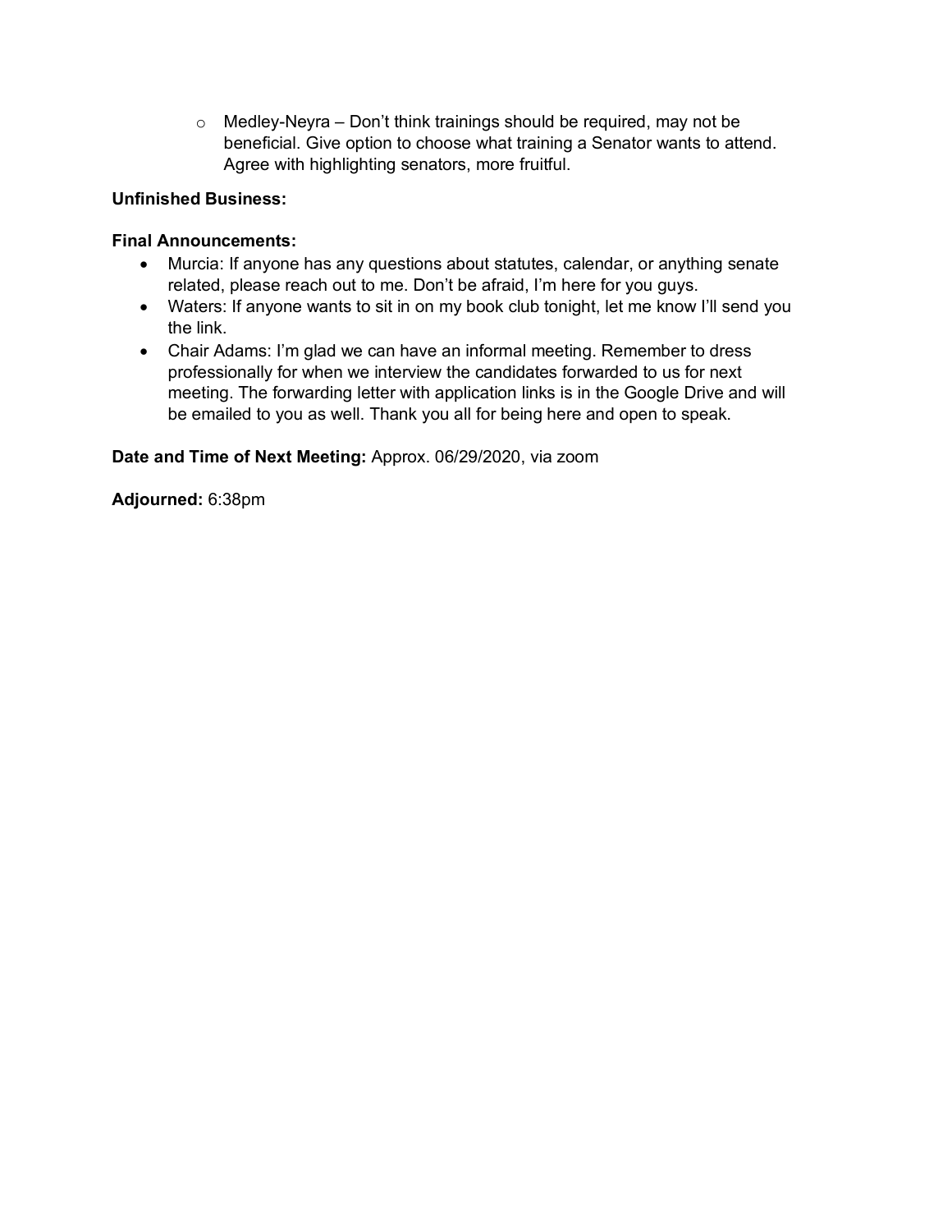- Medley-Neyra – Don't think trainings should be required, may not be beneficial. Give option to choose what training a Senator wants to attend. Agree with highlighting senators, more fruitful.

**Unfinished Business:**

**Final Announcements:**

- Murcia: If anyone has any questions about statutes, calendar, or anything senate related, please reach out to me. Don't be afraid, I'm here for you guys.
- Waters: If anyone wants to sit in on my book club tonight, let me know I'll send you the link.
- Chair Adams: I'm glad we can have an informal meeting. Remember to dress professionally for when we interview the candidates forwarded to us for next meeting. The forwarding letter with application links is in the Google Drive and will be emailed to you as well. Thank you all for being here and open to speak.

**Date and Time of Next Meeting:** Approx. 06/29/2020, via zoom

**Adjourned:** 6:38pm